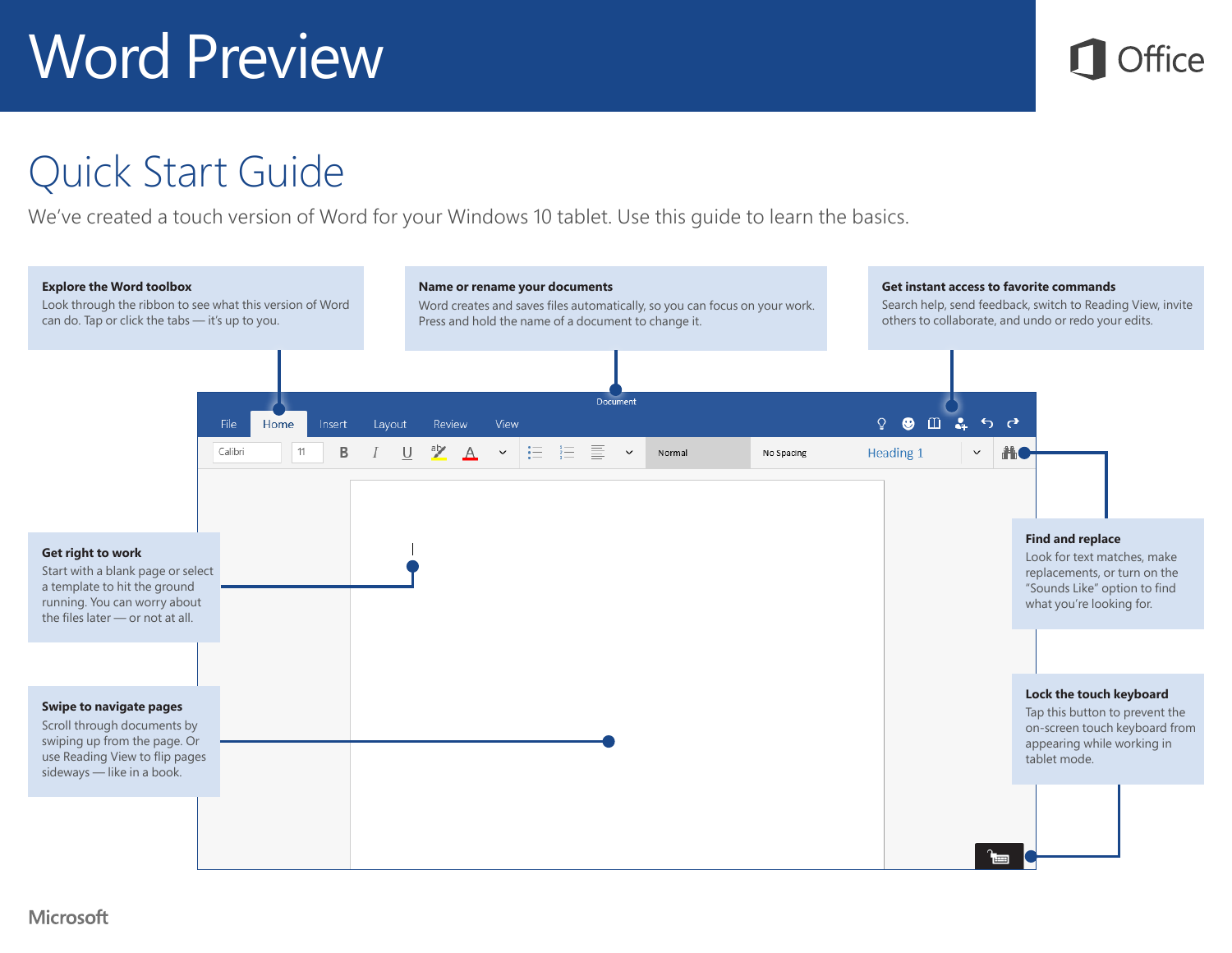# Word Preview

Office

## Quick Start Guide

We've created a touch version of Word for your Windows 10 tablet. Use this guide to learn the basics.

**Explore the Word toolbox**
Look through the ribbon to see what this version of Word can do. Tap or click the tabs — it's up to you.

**Name or rename your documents**
Word creates and saves files automatically, so you can focus on your work. Press and hold the name of a document to change it.

**Get instant access to favorite commands**
Search help, send feedback, switch to Reading View, invite others to collaborate, and undo or redo your edits.

**Get right to work**
Start with a blank page or select a template to hit the ground running. You can worry about the files later — or not at all.

**Find and replace**
Look for text matches, make replacements, or turn on the "Sounds Like" option to find what you're looking for.

**Swipe to navigate pages**
Scroll through documents by swiping up from the page. Or use Reading View to flip pages sideways — like in a book.

**Lock the touch keyboard**
Tap this button to prevent the on-screen touch keyboard from appearing while working in tablet mode.

Microsoft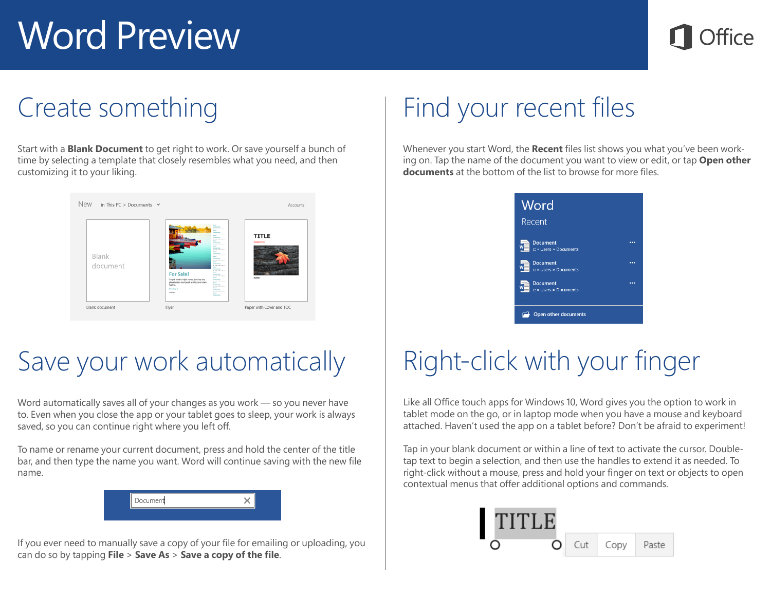# Word Preview

## Create something

Start with a **Blank Document** to get right to work. Or save yourself a bunch of time by selecting a template that closely resembles what you need, and then customizing it to your liking.

## Save your work automatically

Word automatically saves all of your changes as you work — so you never have to. Even when you close the app or your tablet goes to sleep, your work is always saved, so you can continue right where you left off.

To name or rename your current document, press and hold the center of the title bar, and then type the name you want. Word will continue saving with the new file name.

If you ever need to manually save a copy of your file for emailing or uploading, you can do so by tapping **File** > **Save As** > **Save a copy of the file**.

## Find your recent files

Whenever you start Word, the **Recent** files list shows you what you've been working on. Tap the name of the document you want to view or edit, or tap **Open other documents** at the bottom of the list to browse for more files.

## Right-click with your finger

Like all Office touch apps for Windows 10, Word gives you the option to work in tablet mode on the go, or in laptop mode when you have a mouse and keyboard attached. Haven't used the app on a tablet before? Don't be afraid to experiment!

Tap in your blank document or within a line of text to activate the cursor. Double-tap text to begin a selection, and then use the handles to extend it as needed. To right-click without a mouse, press and hold your finger on text or objects to open contextual menus that offer additional options and commands.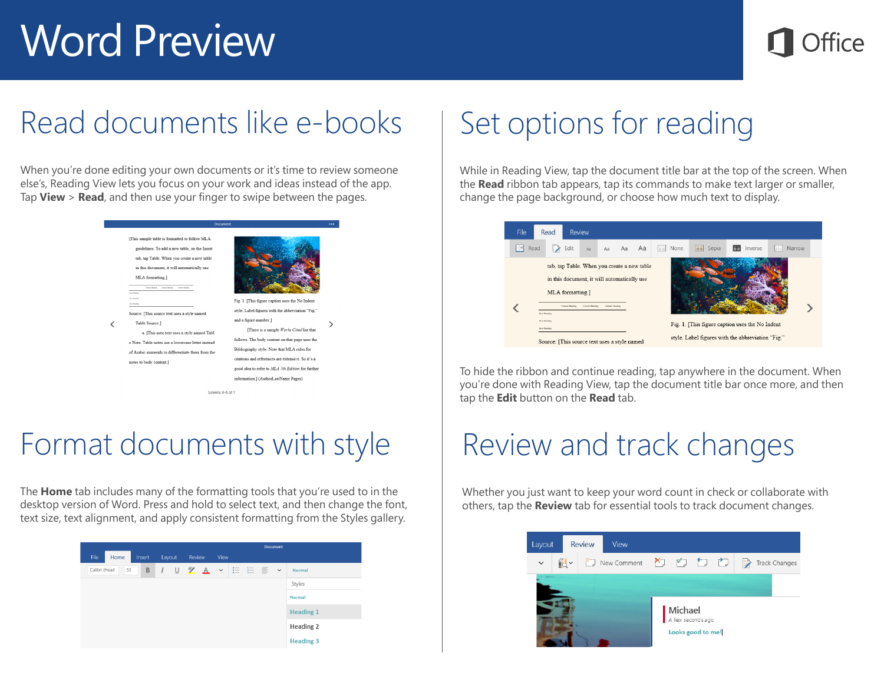# Word Preview

## Read documents like e-books

When you're done editing your own documents or it's time to review someone else's, Reading View lets you focus on your work and ideas instead of the app. Tap **View** > **Read**, and then use your finger to swipe between the pages.

## Set options for reading

While in Reading View, tap the document title bar at the top of the screen. When the **Read** ribbon tab appears, tap its commands to make text larger or smaller, change the page background, or choose how much text to display.

To hide the ribbon and continue reading, tap anywhere in the document. When you're done with Reading View, tap the document title bar once more, and then tap the **Edit** button on the **Read** tab.

## Format documents with style

The **Home** tab includes many of the formatting tools that you're used to in the desktop version of Word. Press and hold to select text, and then change the font, text size, text alignment, and apply consistent formatting from the Styles gallery.

## Review and track changes

Whether you just want to keep your word count in check or collaborate with others, tap the **Review** tab for essential tools to track document changes.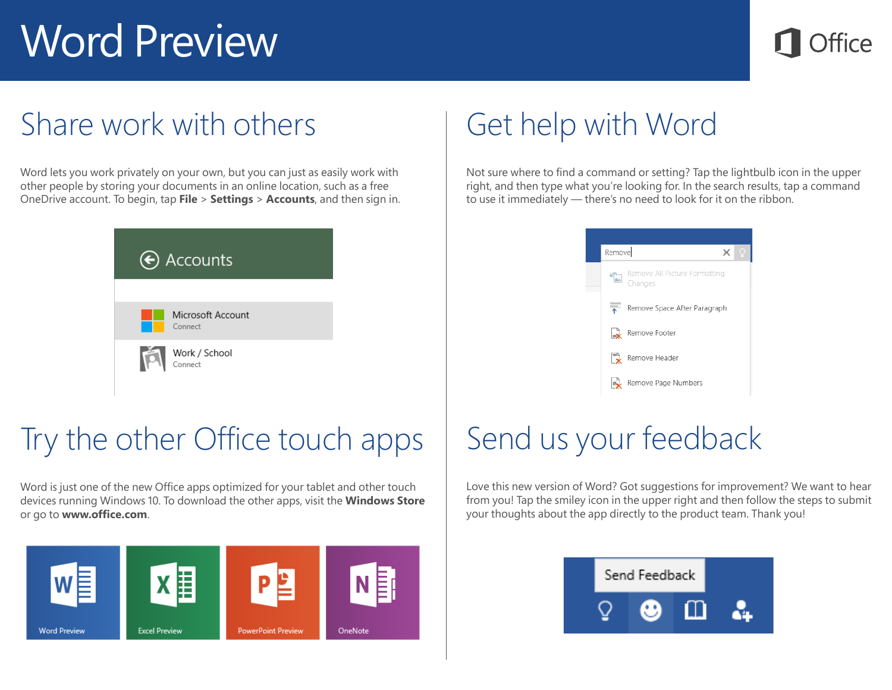# Word Preview

## Share work with others

Word lets you work privately on your own, but you can just as easily work with other people by storing your documents in an online location, such as a free OneDrive account. To begin, tap **File** > **Settings** > **Accounts**, and then sign in.

## Get help with Word

Not sure where to find a command or setting? Tap the lightbulb icon in the upper right, and then type what you're looking for. In the search results, tap a command to use it immediately — there's no need to look for it on the ribbon.

## Try the other Office touch apps

Word is just one of the new Office apps optimized for your tablet and other touch devices running Windows 10. To download the other apps, visit the **Windows Store** or go to **www.office.com**.

## Send us your feedback

Love this new version of Word? Got suggestions for improvement? We want to hear from you! Tap the smiley icon in the upper right and then follow the steps to submit your thoughts about the app directly to the product team. Thank you!